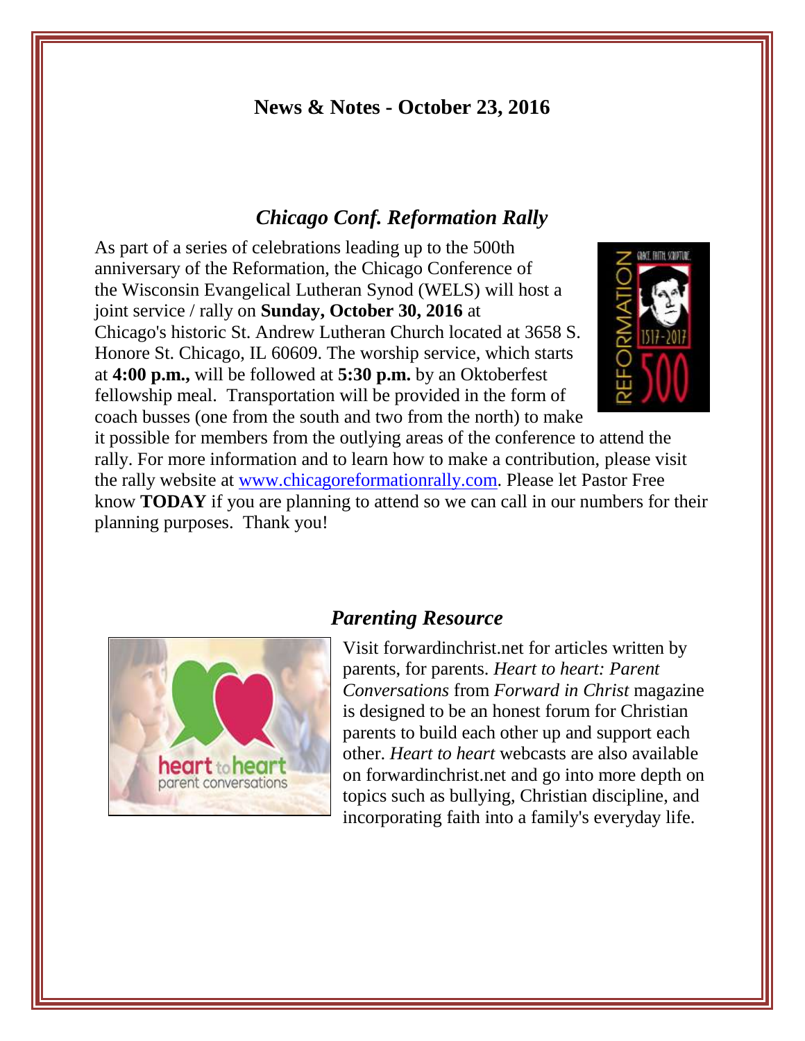## News & Notes - October 23, 2016

### *Chicago Conf. Reformation Rally*

As part of a series of celebrations leading up to the 500th anniversary of the Reformation, the Chicago Conference of the Wisconsin Evangelical Lutheran Synod (WELS) will host a joint service / rally on **Sunday, October 30, 2016** at Chicago's historic St. Andrew Lutheran Church located at 3658 S. Honore St. Chicago, IL 60609. The worship service, which starts at **4:00 p.m.,** will be followed at **5:30 p.m.** by an Oktoberfest fellowship meal. Transportation will be provided in the form of coach busses (one from the south and two from the north) to make it possible for members from the outlying areas of the conference to attend the rally. For more information and to learn how to make a contribution, please visit the rally website at [www.chicagoreformationrally.com](www.chicagoreformationrally.com). Please let Pastor Free know **TODAY** if you are planning to attend so we can call in our numbers for their planning purposes. Thank you!

### *Parenting Resource*

Visit forwardinchrist.net for articles written by parents, for parents. *Heart to heart: Parent Conversations* from *Forward in Christ* magazine is designed to be an honest forum for Christian parents to build each other up and support each other. *Heart to heart* webcasts are also available on forwardinchrist.net and go into more depth on topics such as bullying, Christian discipline, and incorporating faith into a family's everyday life.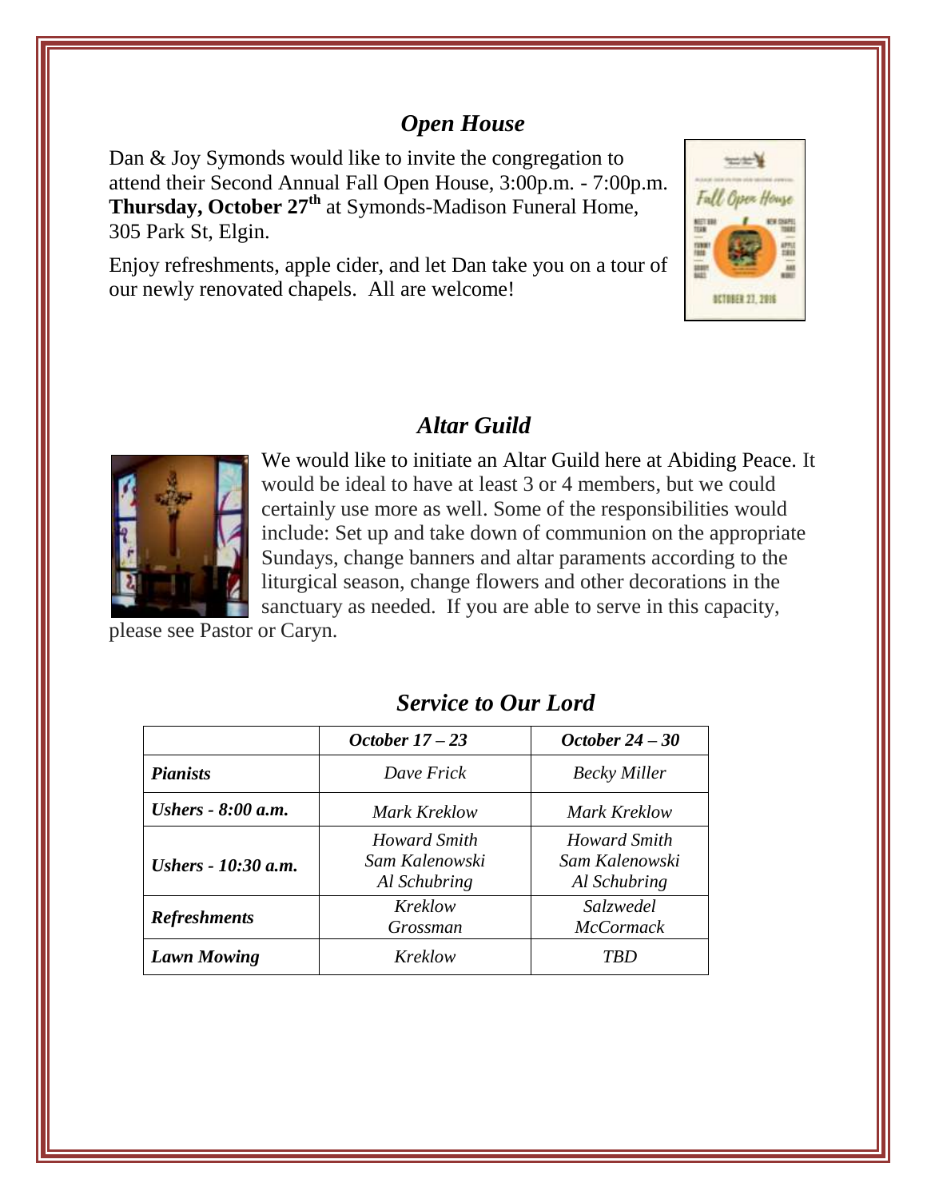## *Open House*

Dan & Joy Symonds would like to invite the congregation to attend their Second Annual Fall Open House, 3:00p.m. - 7:00p.m. **Thursday, October 27th** at Symonds-Madison Funeral Home, 305 Park St, Elgin.

Enjoy refreshments, apple cider, and let Dan take you on a tour of our newly renovated chapels. All are welcome!

## *Altar Guild*

We would like to initiate an Altar Guild here at Abiding Peace. It would be ideal to have at least 3 or 4 members, but we could certainly use more as well. Some of the responsibilities would include: Set up and take down of communion on the appropriate Sundays, change banners and altar paraments according to the liturgical season, change flowers and other decorations in the sanctuary as needed. If you are able to serve in this capacity, please see Pastor or Caryn.

## *Service to Our Lord*

| | *October 17 – 23* | *October 24 – 30* |
|---|---|---|
| ***Pianists*** | *Dave Frick* | *Becky Miller* |
| ***Ushers - 8:00 a.m.*** | *Mark Kreklow* | *Mark Kreklow* |
| ***Ushers - 10:30 a.m.*** | *Howard Smith*<br>*Sam Kalenowski*<br>*Al Schubring* | *Howard Smith*<br>*Sam Kalenowski*<br>*Al Schubring* |
| ***Refreshments*** | *Kreklow*<br>*Grossman* | *Salzwedel*<br>*McCormack* |
| ***Lawn Mowing*** | *Kreklow* | *TBD* |